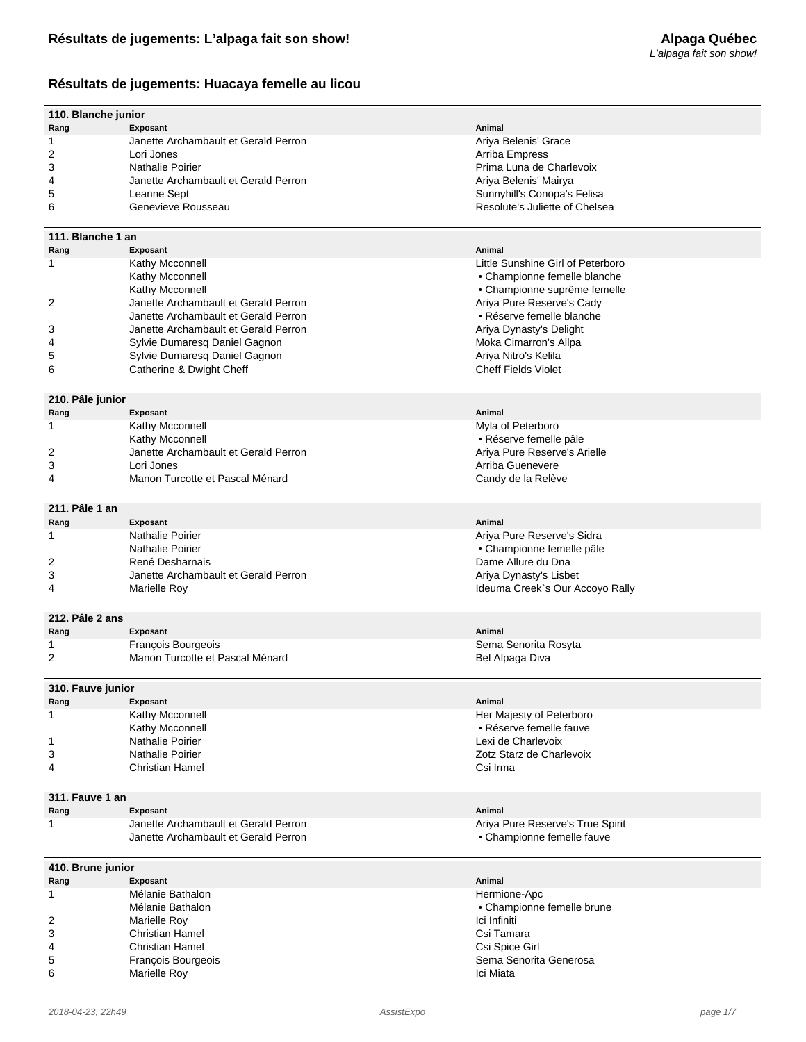# Résultats de jugements: L'alpaga fait son show!

**Alpaga Québec**
*L'alpaga fait son show!*

## Résultats de jugements: Huacaya femelle au licou

### 110. Blanche junior

| Rang | Exposant | Animal |
|---|---|---|
| 1 | Janette Archambault et Gerald Perron | Ariya Belenis' Grace |
| 2 | Lori Jones | Arriba Empress |
| 3 | Nathalie Poirier | Prima Luna de Charlevoix |
| 4 | Janette Archambault et Gerald Perron | Ariya Belenis' Mairya |
| 5 | Leanne Sept | Sunnyhill's Conopa's Felisa |
| 6 | Genevieve Rousseau | Resolute's Juliette of Chelsea |

### 111. Blanche 1 an

| Rang | Exposant | Animal |
|---|---|---|
| 1 | Kathy Mcconnell | Little Sunshine Girl of Peterboro |
| | Kathy Mcconnell | • Championne femelle blanche |
| | Kathy Mcconnell | • Championne suprême femelle |
| 2 | Janette Archambault et Gerald Perron | Ariya Pure Reserve's Cady |
| | Janette Archambault et Gerald Perron | • Réserve femelle blanche |
| 3 | Janette Archambault et Gerald Perron | Ariya Dynasty's Delight |
| 4 | Sylvie Dumaresq Daniel Gagnon | Moka Cimarron's Allpa |
| 5 | Sylvie Dumaresq Daniel Gagnon | Ariya Nitro's Kelila |
| 6 | Catherine & Dwight Cheff | Cheff Fields Violet |

### 210. Pâle junior

| Rang | Exposant | Animal |
|---|---|---|
| 1 | Kathy Mcconnell | Myla of Peterboro |
| | Kathy Mcconnell | • Réserve femelle pâle |
| 2 | Janette Archambault et Gerald Perron | Ariya Pure Reserve's Arielle |
| 3 | Lori Jones | Arriba Guenevere |
| 4 | Manon Turcotte et Pascal Ménard | Candy de la Relève |

### 211. Pâle 1 an

| Rang | Exposant | Animal |
|---|---|---|
| 1 | Nathalie Poirier | Ariya Pure Reserve's Sidra |
| | Nathalie Poirier | • Championne femelle pâle |
| 2 | René Desharnais | Dame Allure du Dna |
| 3 | Janette Archambault et Gerald Perron | Ariya Dynasty's Lisbet |
| 4 | Marielle Roy | Ideuma Creek`s Our Accoyo Rally |

### 212. Pâle 2 ans

| Rang | Exposant | Animal |
|---|---|---|
| 1 | François Bourgeois | Sema Senorita Rosyta |
| 2 | Manon Turcotte et Pascal Ménard | Bel Alpaga Diva |

### 310. Fauve junior

| Rang | Exposant | Animal |
|---|---|---|
| 1 | Kathy Mcconnell | Her Majesty of Peterboro |
| | Kathy Mcconnell | • Réserve femelle fauve |
| 1 | Nathalie Poirier | Lexi de Charlevoix |
| 3 | Nathalie Poirier | Zotz Starz de Charlevoix |
| 4 | Christian Hamel | Csi Irma |

### 311. Fauve 1 an

| Rang | Exposant | Animal |
|---|---|---|
| 1 | Janette Archambault et Gerald Perron | Ariya Pure Reserve's True Spirit |
| | Janette Archambault et Gerald Perron | • Championne femelle fauve |

### 410. Brune junior

| Rang | Exposant | Animal |
|---|---|---|
| 1 | Mélanie Bathalon | Hermione-Apc |
| | Mélanie Bathalon | • Championne femelle brune |
| 2 | Marielle Roy | Ici Infiniti |
| 3 | Christian Hamel | Csi Tamara |
| 4 | Christian Hamel | Csi Spice Girl |
| 5 | François Bourgeois | Sema Senorita Generosa |
| 6 | Marielle Roy | Ici Miata |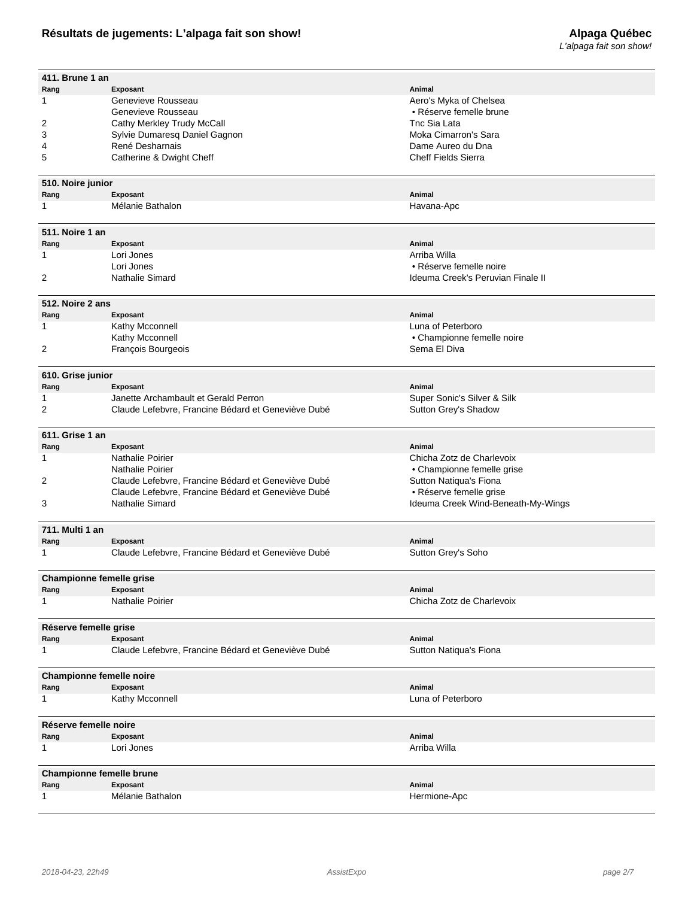### 411. Brune 1 an

| Rang | Exposant | Animal |
| --- | --- | --- |
| 1 | Genevieve Rousseau | Aero's Myka of Chelsea |
| | Genevieve Rousseau | • Réserve femelle brune |
| 2 | Cathy Merkley Trudy McCall | Tnc Sia Lata |
| 3 | Sylvie Dumaresq Daniel Gagnon | Moka Cimarron's Sara |
| 4 | René Desharnais | Dame Aureo du Dna |
| 5 | Catherine & Dwight Cheff | Cheff Fields Sierra |

### 510. Noire junior

| Rang | Exposant | Animal |
| --- | --- | --- |
| 1 | Mélanie Bathalon | Havana-Apc |

### 511. Noire 1 an

| Rang | Exposant | Animal |
| --- | --- | --- |
| 1 | Lori Jones | Arriba Willa |
| | Lori Jones | • Réserve femelle noire |
| 2 | Nathalie Simard | Ideuma Creek's Peruvian Finale II |

### 512. Noire 2 ans

| Rang | Exposant | Animal |
| --- | --- | --- |
| 1 | Kathy Mcconnell | Luna of Peterboro |
| | Kathy Mcconnell | • Championne femelle noire |
| 2 | François Bourgeois | Sema El Diva |

### 610. Grise junior

| Rang | Exposant | Animal |
| --- | --- | --- |
| 1 | Janette Archambault et Gerald Perron | Super Sonic's Silver & Silk |
| 2 | Claude Lefebvre, Francine Bédard et Geneviève Dubé | Sutton Grey's Shadow |

### 611. Grise 1 an

| Rang | Exposant | Animal |
| --- | --- | --- |
| 1 | Nathalie Poirier | Chicha Zotz de Charlevoix |
| | Nathalie Poirier | • Championne femelle grise |
| 2 | Claude Lefebvre, Francine Bédard et Geneviève Dubé | Sutton Natiqua's Fiona |
| | Claude Lefebvre, Francine Bédard et Geneviève Dubé | • Réserve femelle grise |
| 3 | Nathalie Simard | Ideuma Creek Wind-Beneath-My-Wings |

### 711. Multi 1 an

| Rang | Exposant | Animal |
| --- | --- | --- |
| 1 | Claude Lefebvre, Francine Bédard et Geneviève Dubé | Sutton Grey's Soho |

### Championne femelle grise

| Rang | Exposant | Animal |
| --- | --- | --- |
| 1 | Nathalie Poirier | Chicha Zotz de Charlevoix |

### Réserve femelle grise

| Rang | Exposant | Animal |
| --- | --- | --- |
| 1 | Claude Lefebvre, Francine Bédard et Geneviève Dubé | Sutton Natiqua's Fiona |

### Championne femelle noire

| Rang | Exposant | Animal |
| --- | --- | --- |
| 1 | Kathy Mcconnell | Luna of Peterboro |

### Réserve femelle noire

| Rang | Exposant | Animal |
| --- | --- | --- |
| 1 | Lori Jones | Arriba Willa |

### Championne femelle brune

| Rang | Exposant | Animal |
| --- | --- | --- |
| 1 | Mélanie Bathalon | Hermione-Apc |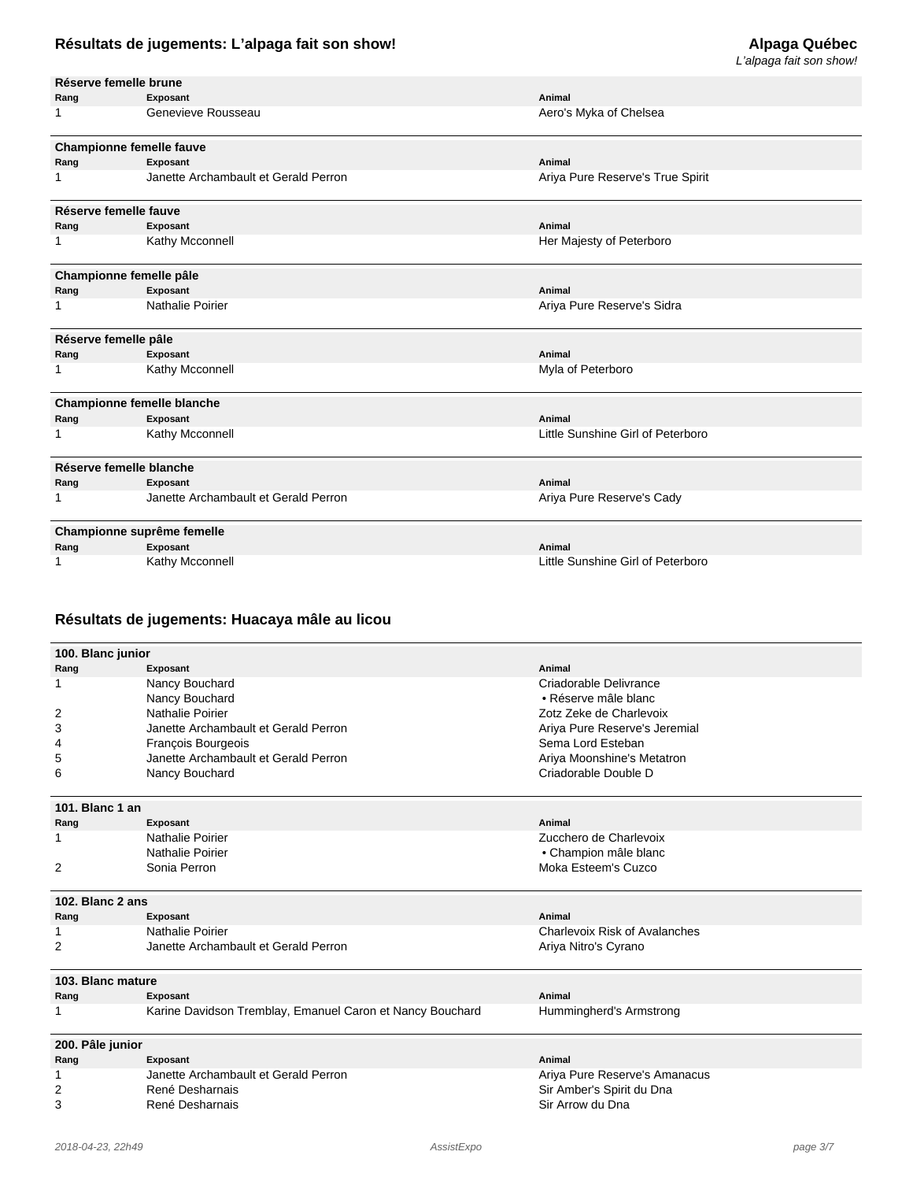**Réserve femelle brune**

| Rang | Exposant | Animal |
| --- | --- | --- |
| 1 | Genevieve Rousseau | Aero's Myka of Chelsea |

**Championne femelle fauve**

| Rang | Exposant | Animal |
| --- | --- | --- |
| 1 | Janette Archambault et Gerald Perron | Ariya Pure Reserve's True Spirit |

**Réserve femelle fauve**

| Rang | Exposant | Animal |
| --- | --- | --- |
| 1 | Kathy Mcconnell | Her Majesty of Peterboro |

**Championne femelle pâle**

| Rang | Exposant | Animal |
| --- | --- | --- |
| 1 | Nathalie Poirier | Ariya Pure Reserve's Sidra |

**Réserve femelle pâle**

| Rang | Exposant | Animal |
| --- | --- | --- |
| 1 | Kathy Mcconnell | Myla of Peterboro |

**Championne femelle blanche**

| Rang | Exposant | Animal |
| --- | --- | --- |
| 1 | Kathy Mcconnell | Little Sunshine Girl of Peterboro |

**Réserve femelle blanche**

| Rang | Exposant | Animal |
| --- | --- | --- |
| 1 | Janette Archambault et Gerald Perron | Ariya Pure Reserve's Cady |

**Championne suprême femelle**

| Rang | Exposant | Animal |
| --- | --- | --- |
| 1 | Kathy Mcconnell | Little Sunshine Girl of Peterboro |

## Résultats de jugements: Huacaya mâle au licou

**100. Blanc junior**

| Rang | Exposant | Animal |
| --- | --- | --- |
| 1 | Nancy Bouchard | Criadorable Delivrance |
| | Nancy Bouchard | • Réserve mâle blanc |
| 2 | Nathalie Poirier | Zotz Zeke de Charlevoix |
| 3 | Janette Archambault et Gerald Perron | Ariya Pure Reserve's Jeremial |
| 4 | François Bourgeois | Sema Lord Esteban |
| 5 | Janette Archambault et Gerald Perron | Ariya Moonshine's Metatron |
| 6 | Nancy Bouchard | Criadorable Double D |

**101. Blanc 1 an**

| Rang | Exposant | Animal |
| --- | --- | --- |
| 1 | Nathalie Poirier | Zucchero de Charlevoix |
| | Nathalie Poirier | • Champion mâle blanc |
| 2 | Sonia Perron | Moka Esteem's Cuzco |

**102. Blanc 2 ans**

| Rang | Exposant | Animal |
| --- | --- | --- |
| 1 | Nathalie Poirier | Charlevoix Risk of Avalanches |
| 2 | Janette Archambault et Gerald Perron | Ariya Nitro's Cyrano |

**103. Blanc mature**

| Rang | Exposant | Animal |
| --- | --- | --- |
| 1 | Karine Davidson Tremblay, Emanuel Caron et Nancy Bouchard | Hummingherd's Armstrong |

**200. Pâle junior**

| Rang | Exposant | Animal |
| --- | --- | --- |
| 1 | Janette Archambault et Gerald Perron | Ariya Pure Reserve's Amanacus |
| 2 | René Desharnais | Sir Amber's Spirit du Dna |
| 3 | René Desharnais | Sir Arrow du Dna |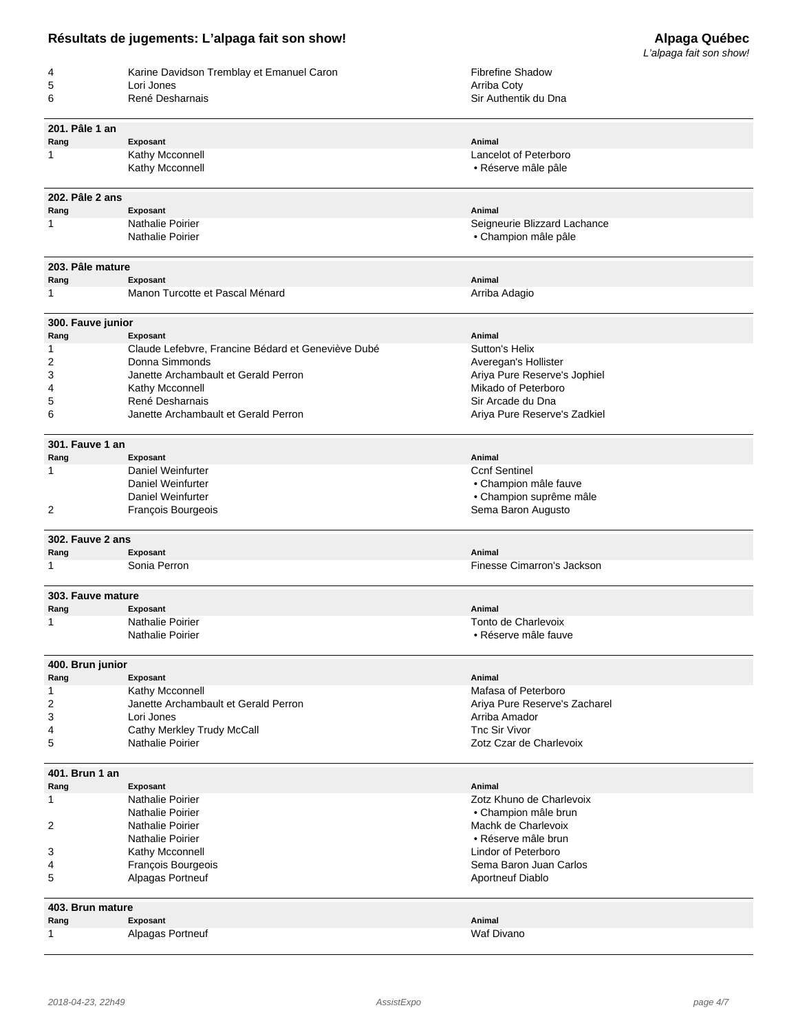| Rang | Exposant | Animal |
|---|---|---|
| 4 | Karine Davidson Tremblay et Emanuel Caron | Fibrefine Shadow |
| 5 | Lori Jones | Arriba Coty |
| 6 | René Desharnais | Sir Authentik du Dna |

### 201. Pâle 1 an

| Rang | Exposant | Animal |
|---|---|---|
| 1 | Kathy Mcconnell | Lancelot of Peterboro |
| | Kathy Mcconnell | • Réserve mâle pâle |

### 202. Pâle 2 ans

| Rang | Exposant | Animal |
|---|---|---|
| 1 | Nathalie Poirier | Seigneurie Blizzard Lachance |
| | Nathalie Poirier | • Champion mâle pâle |

### 203. Pâle mature

| Rang | Exposant | Animal |
|---|---|---|
| 1 | Manon Turcotte et Pascal Ménard | Arriba Adagio |

### 300. Fauve junior

| Rang | Exposant | Animal |
|---|---|---|
| 1 | Claude Lefebvre, Francine Bédard et Geneviève Dubé | Sutton's Helix |
| 2 | Donna Simmonds | Averegan's Hollister |
| 3 | Janette Archambault et Gerald Perron | Ariya Pure Reserve's Jophiel |
| 4 | Kathy Mcconnell | Mikado of Peterboro |
| 5 | René Desharnais | Sir Arcade du Dna |
| 6 | Janette Archambault et Gerald Perron | Ariya Pure Reserve's Zadkiel |

### 301. Fauve 1 an

| Rang | Exposant | Animal |
|---|---|---|
| 1 | Daniel Weinfurter | Ccnf Sentinel |
| | Daniel Weinfurter | • Champion mâle fauve |
| | Daniel Weinfurter | • Champion suprême mâle |
| 2 | François Bourgeois | Sema Baron Augusto |

### 302. Fauve 2 ans

| Rang | Exposant | Animal |
|---|---|---|
| 1 | Sonia Perron | Finesse Cimarron's Jackson |

### 303. Fauve mature

| Rang | Exposant | Animal |
|---|---|---|
| 1 | Nathalie Poirier | Tonto de Charlevoix |
| | Nathalie Poirier | • Réserve mâle fauve |

### 400. Brun junior

| Rang | Exposant | Animal |
|---|---|---|
| 1 | Kathy Mcconnell | Mafasa of Peterboro |
| 2 | Janette Archambault et Gerald Perron | Ariya Pure Reserve's Zacharel |
| 3 | Lori Jones | Arriba Amador |
| 4 | Cathy Merkley Trudy McCall | Tnc Sir Vivor |
| 5 | Nathalie Poirier | Zotz Czar de Charlevoix |

### 401. Brun 1 an

| Rang | Exposant | Animal |
|---|---|---|
| 1 | Nathalie Poirier | Zotz Khuno de Charlevoix |
| | Nathalie Poirier | • Champion mâle brun |
| 2 | Nathalie Poirier | Machk de Charlevoix |
| | Nathalie Poirier | • Réserve mâle brun |
| 3 | Kathy Mcconnell | Lindor of Peterboro |
| 4 | François Bourgeois | Sema Baron Juan Carlos |
| 5 | Alpagas Portneuf | Aportneuf Diablo |

### 403. Brun mature

| Rang | Exposant | Animal |
|---|---|---|
| 1 | Alpagas Portneuf | Waf Divano |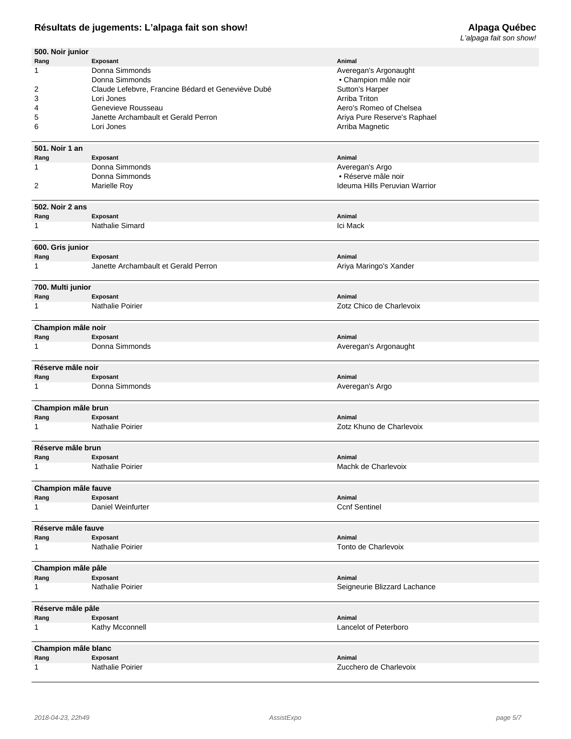### 500. Noir junior

| Rang | Exposant | Animal |
|---|---|---|
| 1 | Donna Simmonds | Averegan's Argonaught |
| | Donna Simmonds | • Champion mâle noir |
| 2 | Claude Lefebvre, Francine Bédard et Geneviève Dubé | Sutton's Harper |
| 3 | Lori Jones | Arriba Triton |
| 4 | Genevieve Rousseau | Aero's Romeo of Chelsea |
| 5 | Janette Archambault et Gerald Perron | Ariya Pure Reserve's Raphael |
| 6 | Lori Jones | Arriba Magnetic |

### 501. Noir 1 an

| Rang | Exposant | Animal |
|---|---|---|
| 1 | Donna Simmonds | Averegan's Argo |
| | Donna Simmonds | • Réserve mâle noir |
| 2 | Marielle Roy | Ideuma Hills Peruvian Warrior |

### 502. Noir 2 ans

| Rang | Exposant | Animal |
|---|---|---|
| 1 | Nathalie Simard | Ici Mack |

### 600. Gris junior

| Rang | Exposant | Animal |
|---|---|---|
| 1 | Janette Archambault et Gerald Perron | Ariya Maringo's Xander |

### 700. Multi junior

| Rang | Exposant | Animal |
|---|---|---|
| 1 | Nathalie Poirier | Zotz Chico de Charlevoix |

### Champion mâle noir

| Rang | Exposant | Animal |
|---|---|---|
| 1 | Donna Simmonds | Averegan's Argonaught |

### Réserve mâle noir

| Rang | Exposant | Animal |
|---|---|---|
| 1 | Donna Simmonds | Averegan's Argo |

### Champion mâle brun

| Rang | Exposant | Animal |
|---|---|---|
| 1 | Nathalie Poirier | Zotz Khuno de Charlevoix |

### Réserve mâle brun

| Rang | Exposant | Animal |
|---|---|---|
| 1 | Nathalie Poirier | Machk de Charlevoix |

### Champion mâle fauve

| Rang | Exposant | Animal |
|---|---|---|
| 1 | Daniel Weinfurter | Ccnf Sentinel |

### Réserve mâle fauve

| Rang | Exposant | Animal |
|---|---|---|
| 1 | Nathalie Poirier | Tonto de Charlevoix |

### Champion mâle pâle

| Rang | Exposant | Animal |
|---|---|---|
| 1 | Nathalie Poirier | Seigneurie Blizzard Lachance |

### Réserve mâle pâle

| Rang | Exposant | Animal |
|---|---|---|
| 1 | Kathy Mcconnell | Lancelot of Peterboro |

### Champion mâle blanc

| Rang | Exposant | Animal |
|---|---|---|
| 1 | Nathalie Poirier | Zucchero de Charlevoix |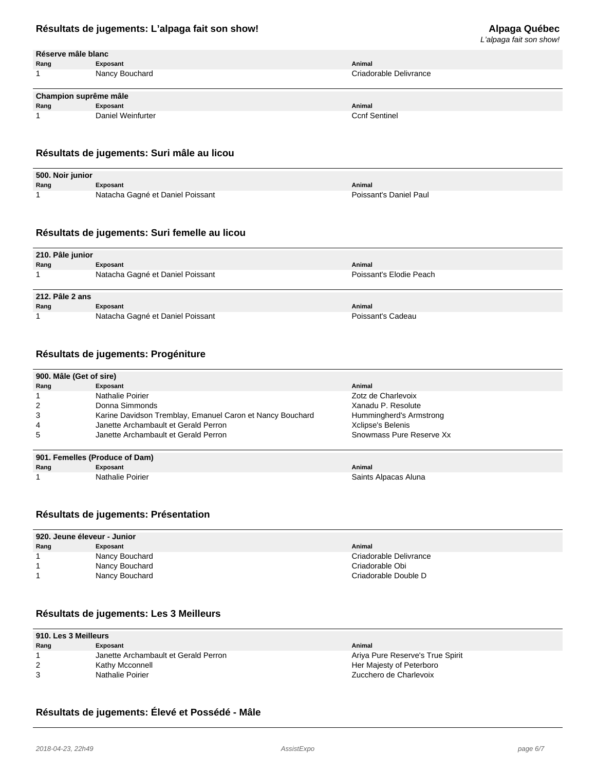**Réserve mâle blanc**

| Rang | Exposant | Animal |
|---|---|---|
| 1 | Nancy Bouchard | Criadorable Delivrance |

**Champion suprême mâle**

| Rang | Exposant | Animal |
|---|---|---|
| 1 | Daniel Weinfurter | Ccnf Sentinel |

## Résultats de jugements: Suri mâle au licou

**500. Noir junior**

| Rang | Exposant | Animal |
|---|---|---|
| 1 | Natacha Gagné et Daniel Poissant | Poissant's Daniel Paul |

## Résultats de jugements: Suri femelle au licou

**210. Pâle junior**

| Rang | Exposant | Animal |
|---|---|---|
| 1 | Natacha Gagné et Daniel Poissant | Poissant's Elodie Peach |

**212. Pâle 2 ans**

| Rang | Exposant | Animal |
|---|---|---|
| 1 | Natacha Gagné et Daniel Poissant | Poissant's Cadeau |

## Résultats de jugements: Progéniture

**900. Mâle (Get of sire)**

| Rang | Exposant | Animal |
|---|---|---|
| 1 | Nathalie Poirier | Zotz de Charlevoix |
| 2 | Donna Simmonds | Xanadu P. Resolute |
| 3 | Karine Davidson Tremblay, Emanuel Caron et Nancy Bouchard | Hummingherd's Armstrong |
| 4 | Janette Archambault et Gerald Perron | Xclipse's Belenis |
| 5 | Janette Archambault et Gerald Perron | Snowmass Pure Reserve Xx |

**901. Femelles (Produce of Dam)**

| Rang | Exposant | Animal |
|---|---|---|
| 1 | Nathalie Poirier | Saints Alpacas Aluna |

## Résultats de jugements: Présentation

**920. Jeune éleveur - Junior**

| Rang | Exposant | Animal |
|---|---|---|
| 1 | Nancy Bouchard | Criadorable Delivrance |
| 1 | Nancy Bouchard | Criadorable Obi |
| 1 | Nancy Bouchard | Criadorable Double D |

## Résultats de jugements: Les 3 Meilleurs

**910. Les 3 Meilleurs**

| Rang | Exposant | Animal |
|---|---|---|
| 1 | Janette Archambault et Gerald Perron | Ariya Pure Reserve's True Spirit |
| 2 | Kathy Mcconnell | Her Majesty of Peterboro |
| 3 | Nathalie Poirier | Zucchero de Charlevoix |

## Résultats de jugements: Élevé et Possédé - Mâle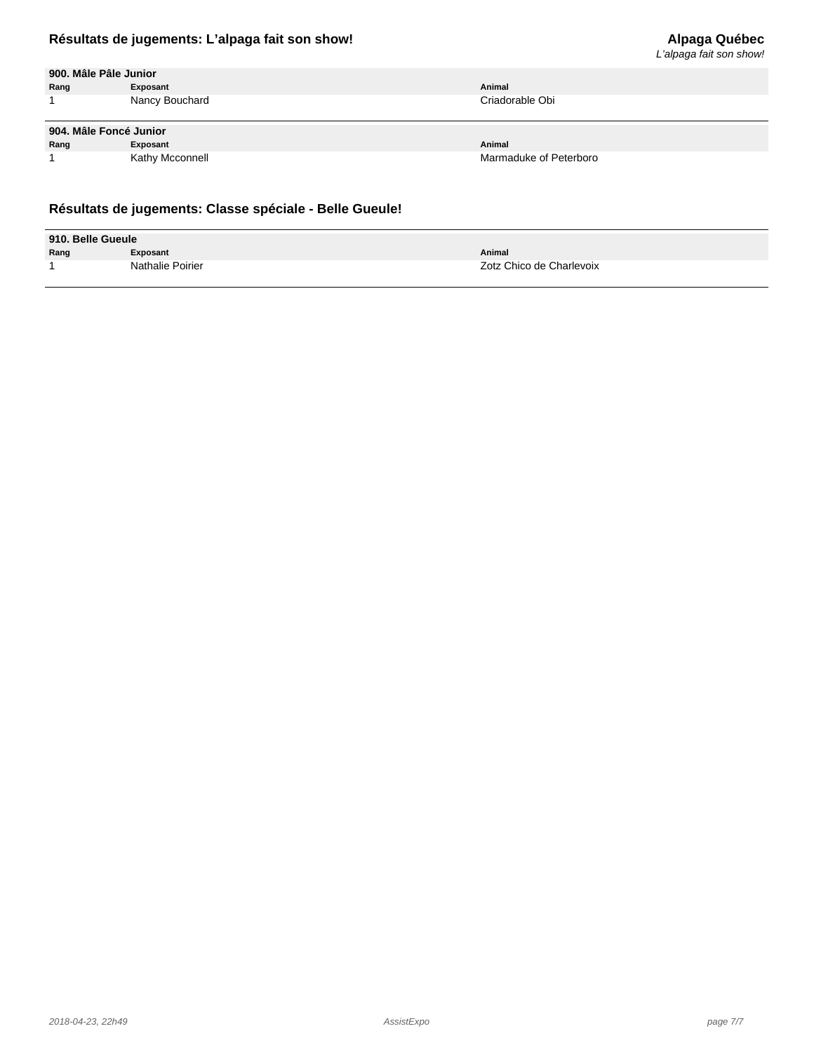## Résultats de jugements: L'alpaga fait son show!

**900. Mâle Pâle Junior**

| Rang | Exposant | Animal |
|---|---|---|
| 1 | Nancy Bouchard | Criadorable Obi |

**904. Mâle Foncé Junior**

| Rang | Exposant | Animal |
|---|---|---|
| 1 | Kathy Mcconnell | Marmaduke of Peterboro |

## Résultats de jugements: Classe spéciale - Belle Gueule!

**910. Belle Gueule**

| Rang | Exposant | Animal |
|---|---|---|
| 1 | Nathalie Poirier | Zotz Chico de Charlevoix |